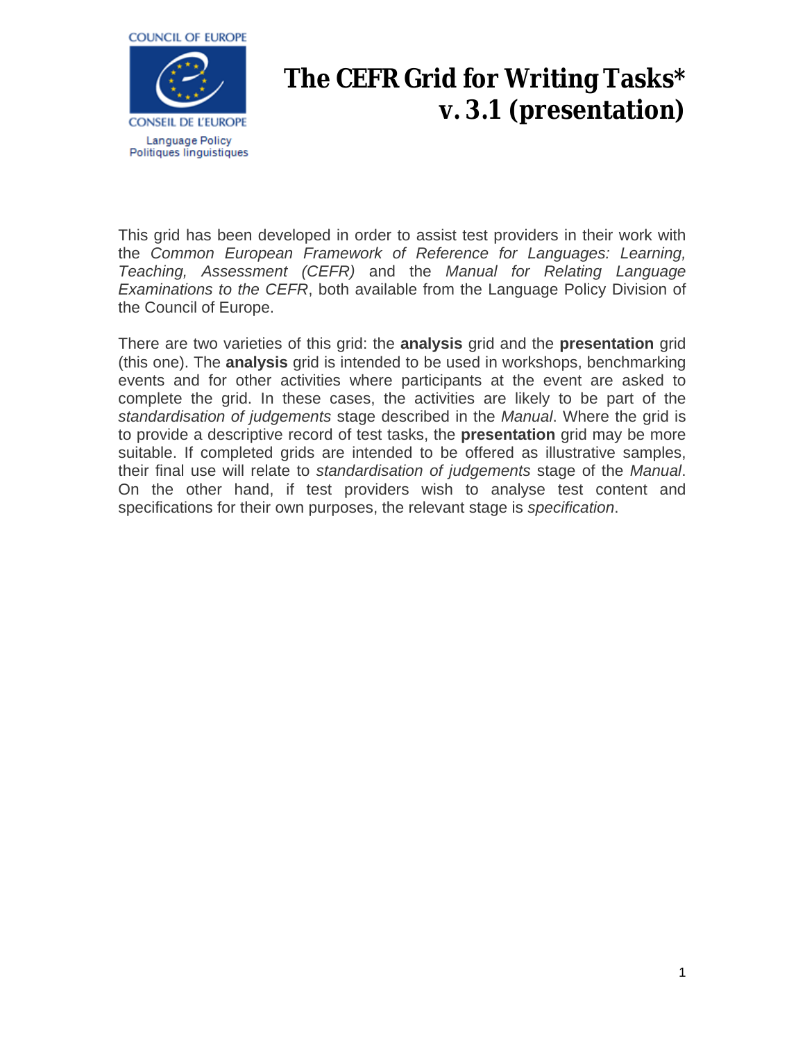COUNCIL OF EUROPE

CONSEIL DE L'EUROPE

Language Policy
Politiques linguistiques

# The CEFR Grid for Writing Tasks* v. 3.1 (presentation)

This grid has been developed in order to assist test providers in their work with the *Common European Framework of Reference for Languages: Learning, Teaching, Assessment (CEFR)* and the *Manual for Relating Language Examinations to the CEFR*, both available from the Language Policy Division of the Council of Europe.

There are two varieties of this grid: the **analysis** grid and the **presentation** grid (this one). The **analysis** grid is intended to be used in workshops, benchmarking events and for other activities where participants at the event are asked to complete the grid. In these cases, the activities are likely to be part of the *standardisation of judgements* stage described in the *Manual*. Where the grid is to provide a descriptive record of test tasks, the **presentation** grid may be more suitable. If completed grids are intended to be offered as illustrative samples, their final use will relate to *standardisation of judgements* stage of the *Manual*. On the other hand, if test providers wish to analyse test content and specifications for their own purposes, the relevant stage is *specification*.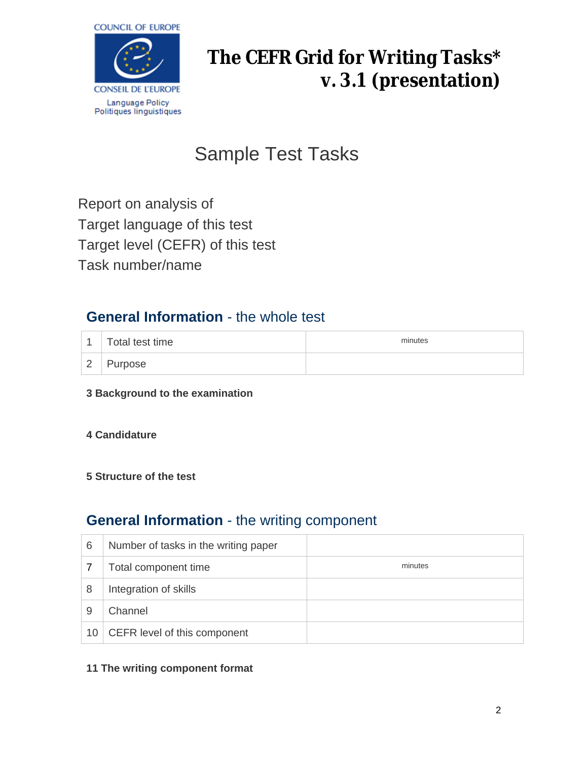COUNCIL OF EUROPE

CONSEIL DE L'EUROPE

Language Policy
Politiques linguistiques

# The CEFR Grid for Writing Tasks*
# v. 3.1 (presentation)

## Sample Test Tasks

Report on analysis of

Target language of this test

Target level (CEFR) of this test

Task number/name

## **General Information** - the whole test

| | | |
|---|---|---|
| 1 | Total test time | minutes |
| 2 | Purpose | |

**3 Background to the examination**

**4 Candidature**

**5 Structure of the test**

## **General Information** - the writing component

| | | |
|---|---|---|
| 6 | Number of tasks in the writing paper | |
| 7 | Total component time | minutes |
| 8 | Integration of skills | |
| 9 | Channel | |
| 10 | CEFR level of this component | |

**11 The writing component format**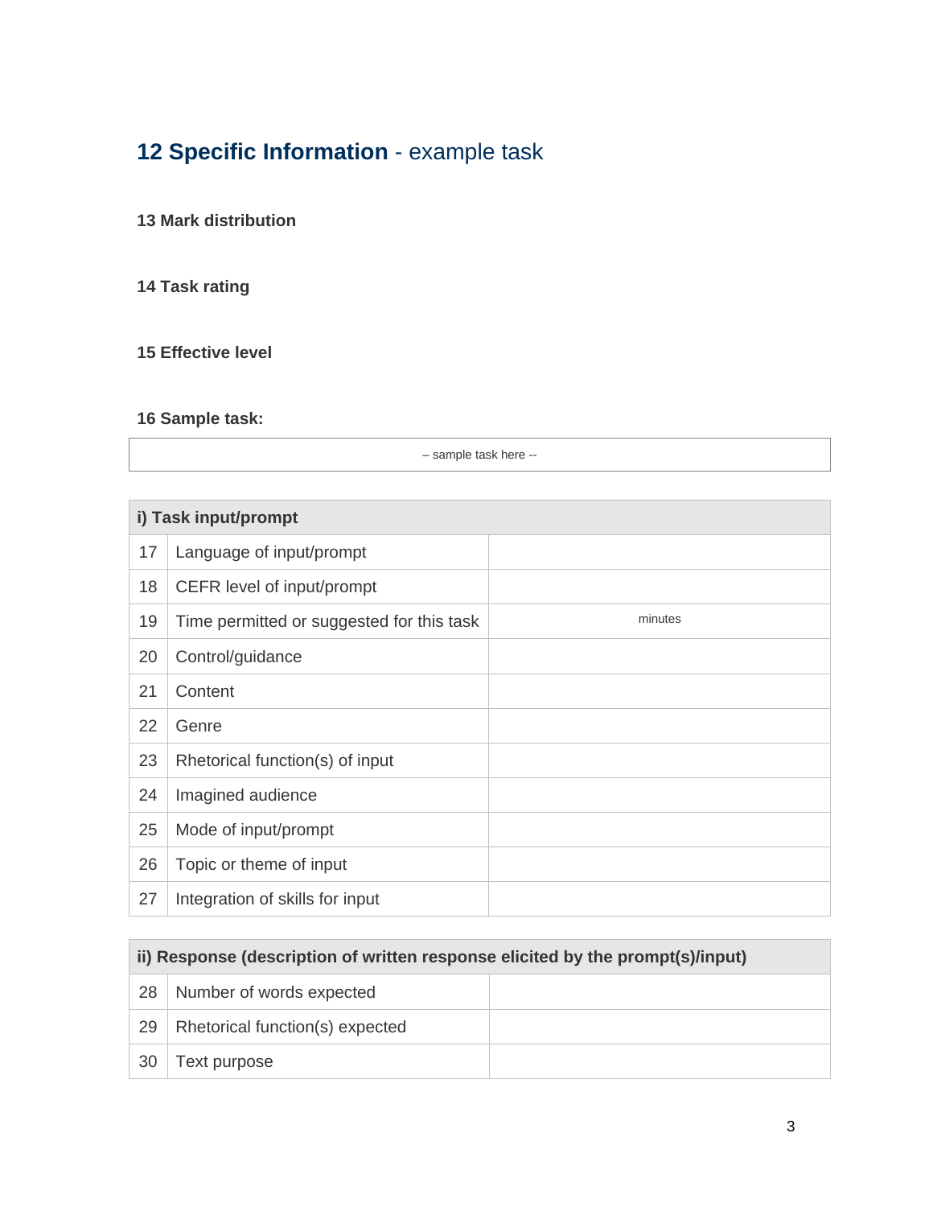## 12 Specific Information - example task

**13 Mark distribution**

**14 Task rating**

**15 Effective level**

**16 Sample task:**

| – sample task here -- |
|---|

| i) Task input/prompt | | |
|---|---|---|
| 17 | Language of input/prompt | |
| 18 | CEFR level of input/prompt | |
| 19 | Time permitted or suggested for this task | minutes |
| 20 | Control/guidance | |
| 21 | Content | |
| 22 | Genre | |
| 23 | Rhetorical function(s) of input | |
| 24 | Imagined audience | |
| 25 | Mode of input/prompt | |
| 26 | Topic or theme of input | |
| 27 | Integration of skills for input | |

| ii) Response (description of written response elicited by the prompt(s)/input) | | |
|---|---|---|
| 28 | Number of words expected | |
| 29 | Rhetorical function(s) expected | |
| 30 | Text purpose | |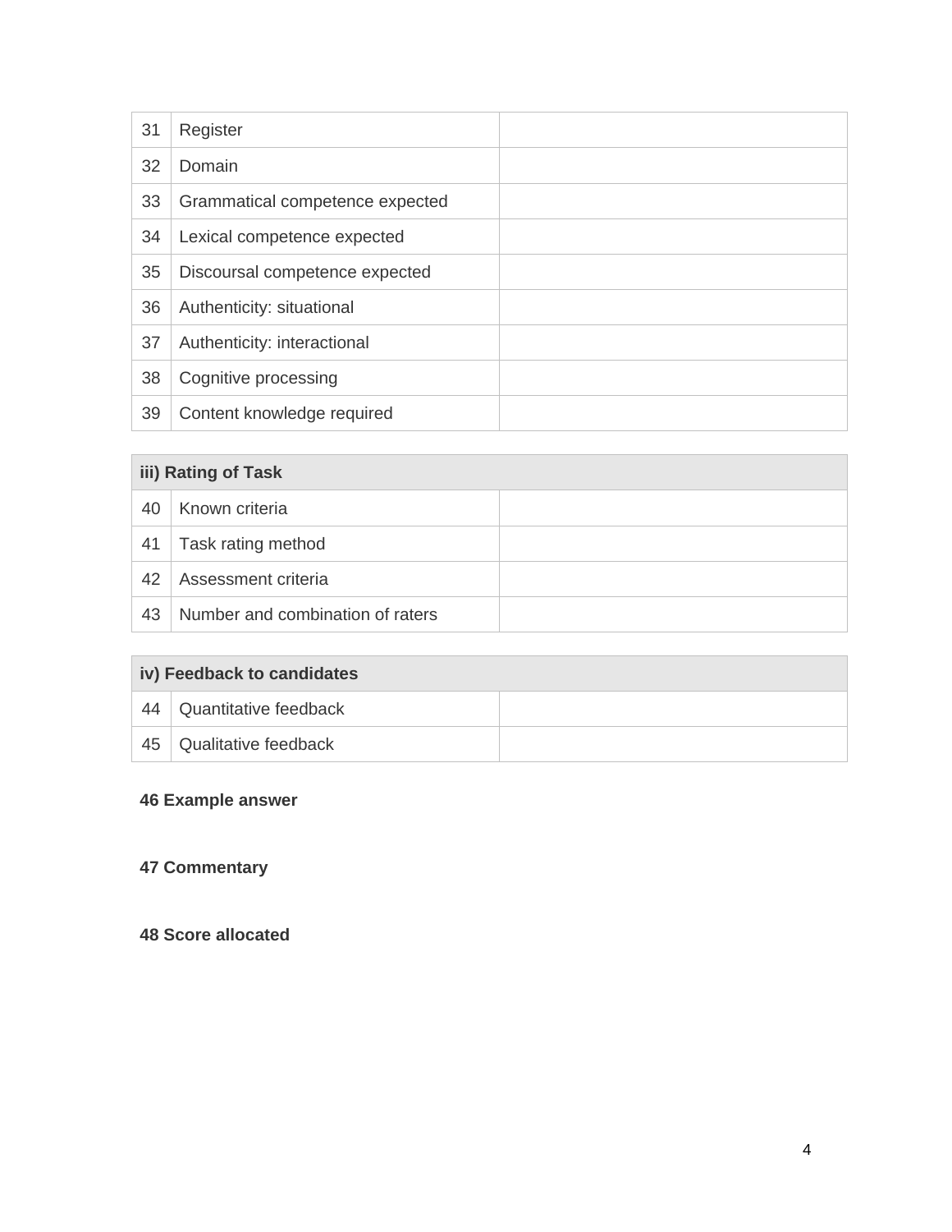| | | |
|---|---|---|
| 31 | Register | |
| 32 | Domain | |
| 33 | Grammatical competence expected | |
| 34 | Lexical competence expected | |
| 35 | Discoursal competence expected | |
| 36 | Authenticity: situational | |
| 37 | Authenticity: interactional | |
| 38 | Cognitive processing | |
| 39 | Content knowledge required | |

| **iii) Rating of Task** | | |
|---|---|---|
| 40 | Known criteria | |
| 41 | Task rating method | |
| 42 | Assessment criteria | |
| 43 | Number and combination of raters | |

| **iv) Feedback to candidates** | | |
|---|---|---|
| 44 | Quantitative feedback | |
| 45 | Qualitative feedback | |

**46 Example answer**

**47 Commentary**

**48 Score allocated**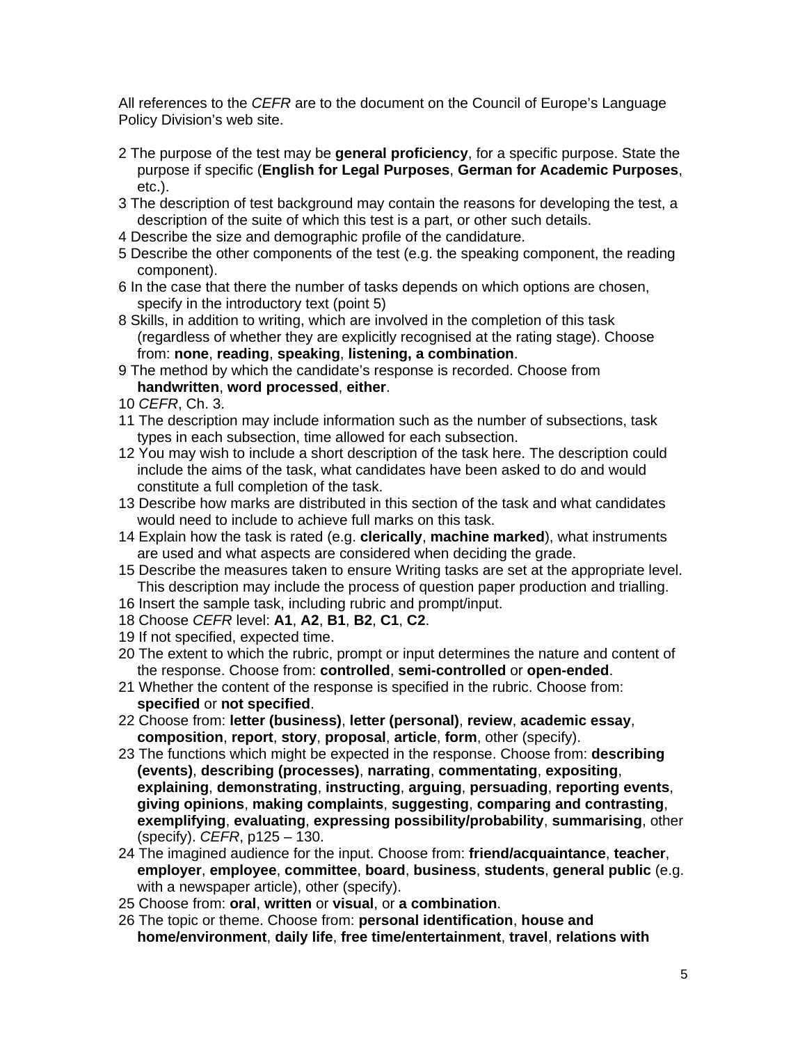All references to the *CEFR* are to the document on the Council of Europe's Language Policy Division's web site.

2 The purpose of the test may be **general proficiency**, for a specific purpose. State the purpose if specific (**English for Legal Purposes**, **German for Academic Purposes**, etc.).
3 The description of test background may contain the reasons for developing the test, a description of the suite of which this test is a part, or other such details.
4 Describe the size and demographic profile of the candidature.
5 Describe the other components of the test (e.g. the speaking component, the reading component).
6 In the case that there the number of tasks depends on which options are chosen, specify in the introductory text (point 5)
8 Skills, in addition to writing, which are involved in the completion of this task (regardless of whether they are explicitly recognised at the rating stage). Choose from: **none**, **reading**, **speaking**, **listening, a combination**.
9 The method by which the candidate's response is recorded. Choose from **handwritten**, **word processed**, **either**.
10 *CEFR*, Ch. 3.
11 The description may include information such as the number of subsections, task types in each subsection, time allowed for each subsection.
12 You may wish to include a short description of the task here. The description could include the aims of the task, what candidates have been asked to do and would constitute a full completion of the task.
13 Describe how marks are distributed in this section of the task and what candidates would need to include to achieve full marks on this task.
14 Explain how the task is rated (e.g. **clerically**, **machine marked**), what instruments are used and what aspects are considered when deciding the grade.
15 Describe the measures taken to ensure Writing tasks are set at the appropriate level. This description may include the process of question paper production and trialling.
16 Insert the sample task, including rubric and prompt/input.
18 Choose *CEFR* level: **A1**, **A2**, **B1**, **B2**, **C1**, **C2**.
19 If not specified, expected time.
20 The extent to which the rubric, prompt or input determines the nature and content of the response. Choose from: **controlled**, **semi-controlled** or **open-ended**.
21 Whether the content of the response is specified in the rubric. Choose from: **specified** or **not specified**.
22 Choose from: **letter (business)**, **letter (personal)**, **review**, **academic essay**, **composition**, **report**, **story**, **proposal**, **article**, **form**, other (specify).
23 The functions which might be expected in the response. Choose from: **describing (events)**, **describing (processes)**, **narrating**, **commentating**, **expositing**, **explaining**, **demonstrating**, **instructing**, **arguing**, **persuading**, **reporting events**, **giving opinions**, **making complaints**, **suggesting**, **comparing and contrasting**, **exemplifying**, **evaluating**, **expressing possibility/probability**, **summarising**, other (specify). *CEFR*, p125 – 130.
24 The imagined audience for the input. Choose from: **friend/acquaintance**, **teacher**, **employer**, **employee**, **committee**, **board**, **business**, **students**, **general public** (e.g. with a newspaper article), other (specify).
25 Choose from: **oral**, **written** or **visual**, or **a combination**.
26 The topic or theme. Choose from: **personal identification**, **house and home/environment**, **daily life**, **free time/entertainment**, **travel**, **relations with**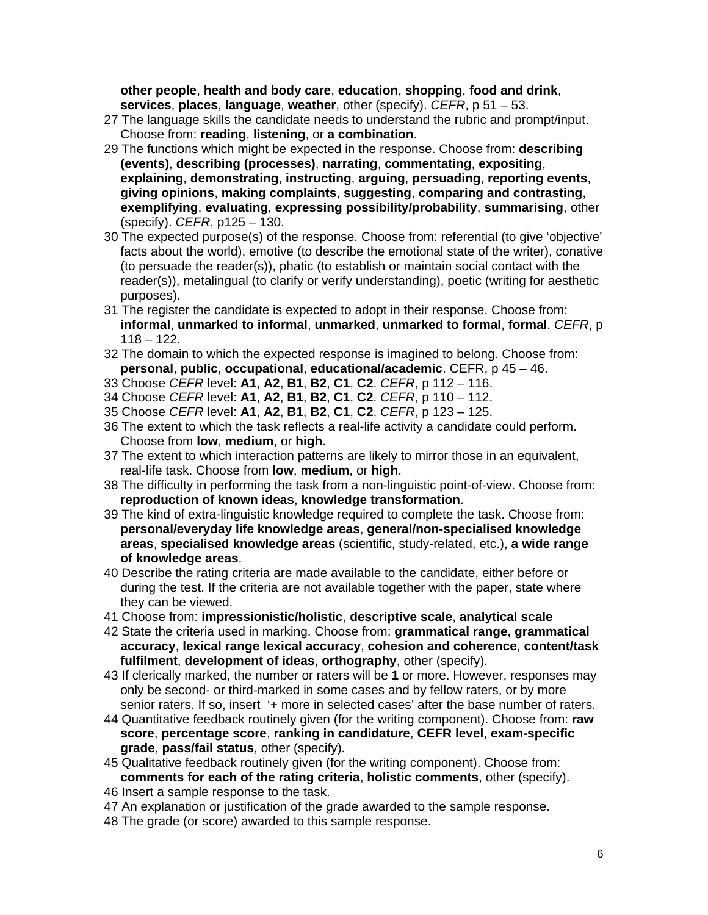**other people**, **health and body care**, **education**, **shopping**, **food and drink**, **services**, **places**, **language**, **weather**, other (specify). *CEFR*, p 51 – 53.

27 The language skills the candidate needs to understand the rubric and prompt/input. Choose from: **reading**, **listening**, or **a combination**.

29 The functions which might be expected in the response. Choose from: **describing (events)**, **describing (processes)**, **narrating**, **commentating**, **expositing**, **explaining**, **demonstrating**, **instructing**, **arguing**, **persuading**, **reporting events**, **giving opinions**, **making complaints**, **suggesting**, **comparing and contrasting**, **exemplifying**, **evaluating**, **expressing possibility/probability**, **summarising**, other (specify). *CEFR*, p125 – 130.

30 The expected purpose(s) of the response. Choose from: referential (to give 'objective' facts about the world), emotive (to describe the emotional state of the writer), conative (to persuade the reader(s)), phatic (to establish or maintain social contact with the reader(s)), metalingual (to clarify or verify understanding), poetic (writing for aesthetic purposes).

31 The register the candidate is expected to adopt in their response. Choose from: **informal**, **unmarked to informal**, **unmarked**, **unmarked to formal**, **formal**. *CEFR*, p 118 – 122.

32 The domain to which the expected response is imagined to belong. Choose from: **personal**, **public**, **occupational**, **educational/academic**. CEFR, p 45 – 46.

33 Choose *CEFR* level: **A1**, **A2**, **B1**, **B2**, **C1**, **C2**. *CEFR*, p 112 – 116.

34 Choose *CEFR* level: **A1**, **A2**, **B1**, **B2**, **C1**, **C2**. *CEFR*, p 110 – 112.

35 Choose *CEFR* level: **A1**, **A2**, **B1**, **B2**, **C1**, **C2**. *CEFR*, p 123 – 125.

36 The extent to which the task reflects a real-life activity a candidate could perform. Choose from **low**, **medium**, or **high**.

37 The extent to which interaction patterns are likely to mirror those in an equivalent, real-life task. Choose from **low**, **medium**, or **high**.

38 The difficulty in performing the task from a non-linguistic point-of-view. Choose from: **reproduction of known ideas**, **knowledge transformation**.

39 The kind of extra-linguistic knowledge required to complete the task. Choose from: **personal/everyday life knowledge areas**, **general/non-specialised knowledge areas**, **specialised knowledge areas** (scientific, study-related, etc.), **a wide range of knowledge areas**.

40 Describe the rating criteria are made available to the candidate, either before or during the test. If the criteria are not available together with the paper, state where they can be viewed.

41 Choose from: **impressionistic/holistic**, **descriptive scale**, **analytical scale**

42 State the criteria used in marking. Choose from: **grammatical range, grammatical accuracy**, **lexical range lexical accuracy**, **cohesion and coherence**, **content/task fulfilment**, **development of ideas**, **orthography**, other (specify).

43 If clerically marked, the number or raters will be **1** or more. However, responses may only be second- or third-marked in some cases and by fellow raters, or by more senior raters. If so, insert '+ more in selected cases' after the base number of raters.

44 Quantitative feedback routinely given (for the writing component). Choose from: **raw score**, **percentage score**, **ranking in candidature**, **CEFR level**, **exam-specific grade**, **pass/fail status**, other (specify).

45 Qualitative feedback routinely given (for the writing component). Choose from: **comments for each of the rating criteria**, **holistic comments**, other (specify).

46 Insert a sample response to the task.

47 An explanation or justification of the grade awarded to the sample response.

48 The grade (or score) awarded to this sample response.